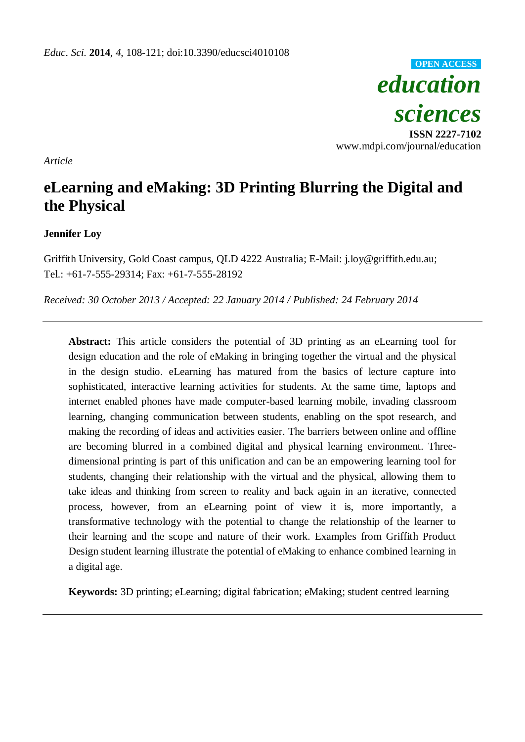*Educ. Sci.* **2014**, *4*, 108-121; doi:10.3390/educsci4010108

**OPEN ACCESS**

***education sciences***

**ISSN 2227-7102**

www.mdpi.com/journal/education

*Article*

# eLearning and eMaking: 3D Printing Blurring the Digital and the Physical

**Jennifer Loy**

Griffith University, Gold Coast campus, QLD 4222 Australia; E-Mail: j.loy@griffith.edu.au; Tel.: +61-7-555-29314; Fax: +61-7-555-28192

*Received: 30 October 2013 / Accepted: 22 January 2014 / Published: 24 February 2014*

---

**Abstract:** This article considers the potential of 3D printing as an eLearning tool for design education and the role of eMaking in bringing together the virtual and the physical in the design studio. eLearning has matured from the basics of lecture capture into sophisticated, interactive learning activities for students. At the same time, laptops and internet enabled phones have made computer-based learning mobile, invading classroom learning, changing communication between students, enabling on the spot research, and making the recording of ideas and activities easier. The barriers between online and offline are becoming blurred in a combined digital and physical learning environment. Three-dimensional printing is part of this unification and can be an empowering learning tool for students, changing their relationship with the virtual and the physical, allowing them to take ideas and thinking from screen to reality and back again in an iterative, connected process, however, from an eLearning point of view it is, more importantly, a transformative technology with the potential to change the relationship of the learner to their learning and the scope and nature of their work. Examples from Griffith Product Design student learning illustrate the potential of eMaking to enhance combined learning in a digital age.

**Keywords:** 3D printing; eLearning; digital fabrication; eMaking; student centred learning

---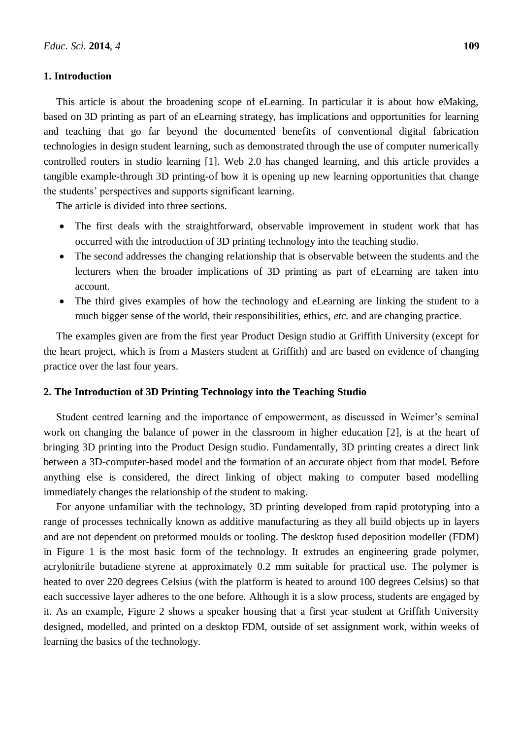## 1. Introduction

This article is about the broadening scope of eLearning. In particular it is about how eMaking, based on 3D printing as part of an eLearning strategy, has implications and opportunities for learning and teaching that go far beyond the documented benefits of conventional digital fabrication technologies in design student learning, such as demonstrated through the use of computer numerically controlled routers in studio learning [1]. Web 2.0 has changed learning, and this article provides a tangible example-through 3D printing-of how it is opening up new learning opportunities that change the students' perspectives and supports significant learning.

The article is divided into three sections.

- The first deals with the straightforward, observable improvement in student work that has occurred with the introduction of 3D printing technology into the teaching studio.
- The second addresses the changing relationship that is observable between the students and the lecturers when the broader implications of 3D printing as part of eLearning are taken into account.
- The third gives examples of how the technology and eLearning are linking the student to a much bigger sense of the world, their responsibilities, ethics, *etc.* and are changing practice.

The examples given are from the first year Product Design studio at Griffith University (except for the heart project, which is from a Masters student at Griffith) and are based on evidence of changing practice over the last four years.

## 2. The Introduction of 3D Printing Technology into the Teaching Studio

Student centred learning and the importance of empowerment, as discussed in Weimer's seminal work on changing the balance of power in the classroom in higher education [2], is at the heart of bringing 3D printing into the Product Design studio. Fundamentally, 3D printing creates a direct link between a 3D-computer-based model and the formation of an accurate object from that model. Before anything else is considered, the direct linking of object making to computer based modelling immediately changes the relationship of the student to making.

For anyone unfamiliar with the technology, 3D printing developed from rapid prototyping into a range of processes technically known as additive manufacturing as they all build objects up in layers and are not dependent on preformed moulds or tooling. The desktop fused deposition modeller (FDM) in Figure 1 is the most basic form of the technology. It extrudes an engineering grade polymer, acrylonitrile butadiene styrene at approximately 0.2 mm suitable for practical use. The polymer is heated to over 220 degrees Celsius (with the platform is heated to around 100 degrees Celsius) so that each successive layer adheres to the one before. Although it is a slow process, students are engaged by it. As an example, Figure 2 shows a speaker housing that a first year student at Griffith University designed, modelled, and printed on a desktop FDM, outside of set assignment work, within weeks of learning the basics of the technology.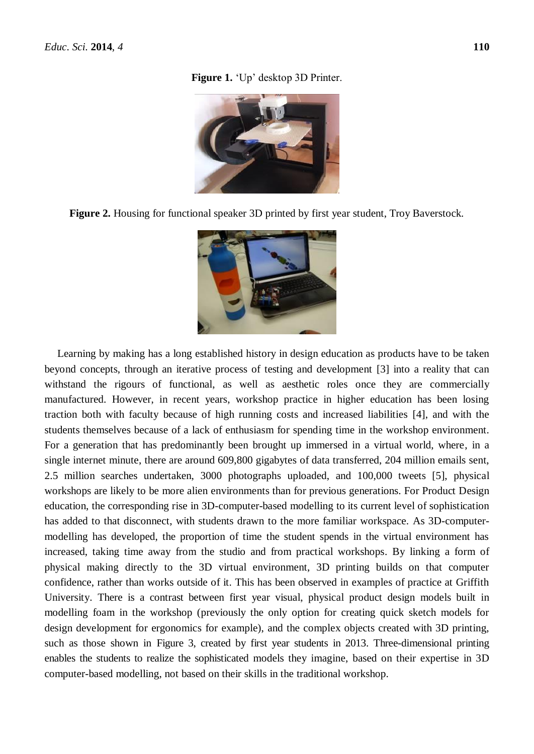**Figure 1.** 'Up' desktop 3D Printer.

**Figure 2.** Housing for functional speaker 3D printed by first year student, Troy Baverstock.

Learning by making has a long established history in design education as products have to be taken beyond concepts, through an iterative process of testing and development [3] into a reality that can withstand the rigours of functional, as well as aesthetic roles once they are commercially manufactured. However, in recent years, workshop practice in higher education has been losing traction both with faculty because of high running costs and increased liabilities [4], and with the students themselves because of a lack of enthusiasm for spending time in the workshop environment. For a generation that has predominantly been brought up immersed in a virtual world, where, in a single internet minute, there are around 609,800 gigabytes of data transferred, 204 million emails sent, 2.5 million searches undertaken, 3000 photographs uploaded, and 100,000 tweets [5], physical workshops are likely to be more alien environments than for previous generations. For Product Design education, the corresponding rise in 3D-computer-based modelling to its current level of sophistication has added to that disconnect, with students drawn to the more familiar workspace. As 3D-computer-modelling has developed, the proportion of time the student spends in the virtual environment has increased, taking time away from the studio and from practical workshops. By linking a form of physical making directly to the 3D virtual environment, 3D printing builds on that computer confidence, rather than works outside of it. This has been observed in examples of practice at Griffith University. There is a contrast between first year visual, physical product design models built in modelling foam in the workshop (previously the only option for creating quick sketch models for design development for ergonomics for example), and the complex objects created with 3D printing, such as those shown in Figure 3, created by first year students in 2013. Three-dimensional printing enables the students to realize the sophisticated models they imagine, based on their expertise in 3D computer-based modelling, not based on their skills in the traditional workshop.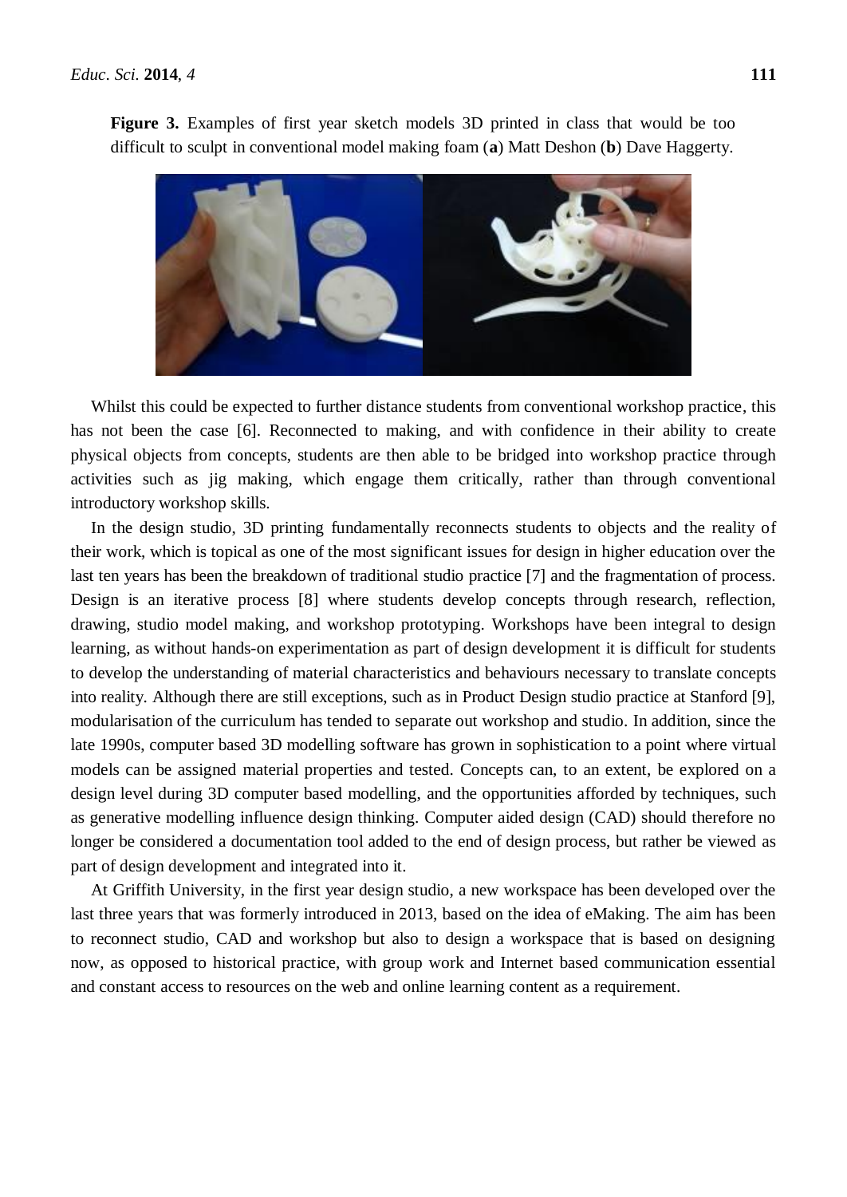**Figure 3.** Examples of first year sketch models 3D printed in class that would be too difficult to sculpt in conventional model making foam (**a**) Matt Deshon (**b**) Dave Haggerty.

Whilst this could be expected to further distance students from conventional workshop practice, this has not been the case [6]. Reconnected to making, and with confidence in their ability to create physical objects from concepts, students are then able to be bridged into workshop practice through activities such as jig making, which engage them critically, rather than through conventional introductory workshop skills.

In the design studio, 3D printing fundamentally reconnects students to objects and the reality of their work, which is topical as one of the most significant issues for design in higher education over the last ten years has been the breakdown of traditional studio practice [7] and the fragmentation of process. Design is an iterative process [8] where students develop concepts through research, reflection, drawing, studio model making, and workshop prototyping. Workshops have been integral to design learning, as without hands-on experimentation as part of design development it is difficult for students to develop the understanding of material characteristics and behaviours necessary to translate concepts into reality. Although there are still exceptions, such as in Product Design studio practice at Stanford [9], modularisation of the curriculum has tended to separate out workshop and studio. In addition, since the late 1990s, computer based 3D modelling software has grown in sophistication to a point where virtual models can be assigned material properties and tested. Concepts can, to an extent, be explored on a design level during 3D computer based modelling, and the opportunities afforded by techniques, such as generative modelling influence design thinking. Computer aided design (CAD) should therefore no longer be considered a documentation tool added to the end of design process, but rather be viewed as part of design development and integrated into it.

At Griffith University, in the first year design studio, a new workspace has been developed over the last three years that was formerly introduced in 2013, based on the idea of eMaking. The aim has been to reconnect studio, CAD and workshop but also to design a workspace that is based on designing now, as opposed to historical practice, with group work and Internet based communication essential and constant access to resources on the web and online learning content as a requirement.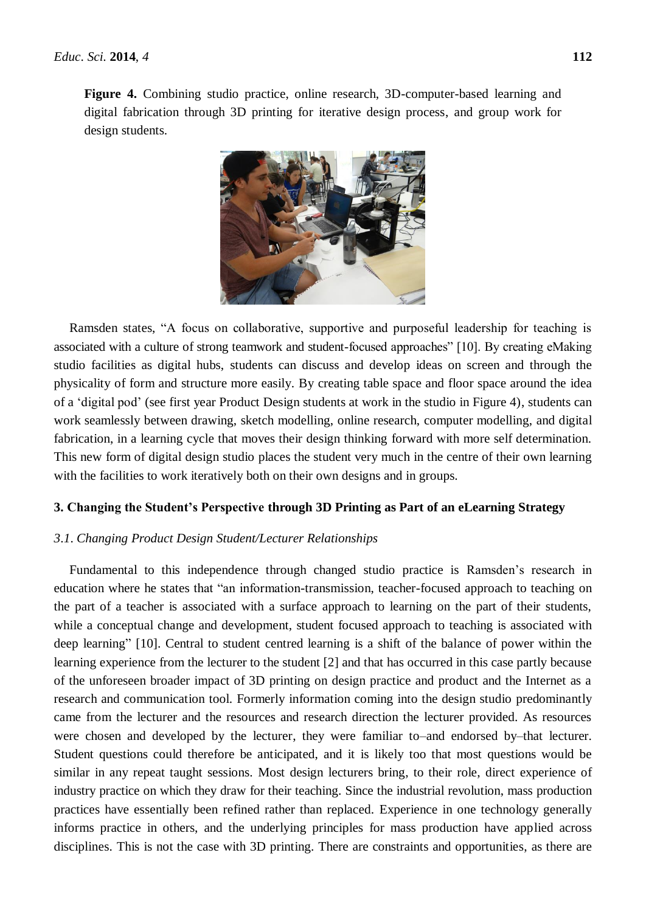**Figure 4.** Combining studio practice, online research, 3D-computer-based learning and digital fabrication through 3D printing for iterative design process, and group work for design students.

Ramsden states, "A focus on collaborative, supportive and purposeful leadership for teaching is associated with a culture of strong teamwork and student-focused approaches" [10]. By creating eMaking studio facilities as digital hubs, students can discuss and develop ideas on screen and through the physicality of form and structure more easily. By creating table space and floor space around the idea of a 'digital pod' (see first year Product Design students at work in the studio in Figure 4), students can work seamlessly between drawing, sketch modelling, online research, computer modelling, and digital fabrication, in a learning cycle that moves their design thinking forward with more self determination. This new form of digital design studio places the student very much in the centre of their own learning with the facilities to work iteratively both on their own designs and in groups.

## 3. Changing the Student's Perspective through 3D Printing as Part of an eLearning Strategy

### *3.1. Changing Product Design Student/Lecturer Relationships*

Fundamental to this independence through changed studio practice is Ramsden's research in education where he states that "an information-transmission, teacher-focused approach to teaching on the part of a teacher is associated with a surface approach to learning on the part of their students, while a conceptual change and development, student focused approach to teaching is associated with deep learning" [10]. Central to student centred learning is a shift of the balance of power within the learning experience from the lecturer to the student [2] and that has occurred in this case partly because of the unforeseen broader impact of 3D printing on design practice and product and the Internet as a research and communication tool. Formerly information coming into the design studio predominantly came from the lecturer and the resources and research direction the lecturer provided. As resources were chosen and developed by the lecturer, they were familiar to–and endorsed by–that lecturer. Student questions could therefore be anticipated, and it is likely too that most questions would be similar in any repeat taught sessions. Most design lecturers bring, to their role, direct experience of industry practice on which they draw for their teaching. Since the industrial revolution, mass production practices have essentially been refined rather than replaced. Experience in one technology generally informs practice in others, and the underlying principles for mass production have applied across disciplines. This is not the case with 3D printing. There are constraints and opportunities, as there are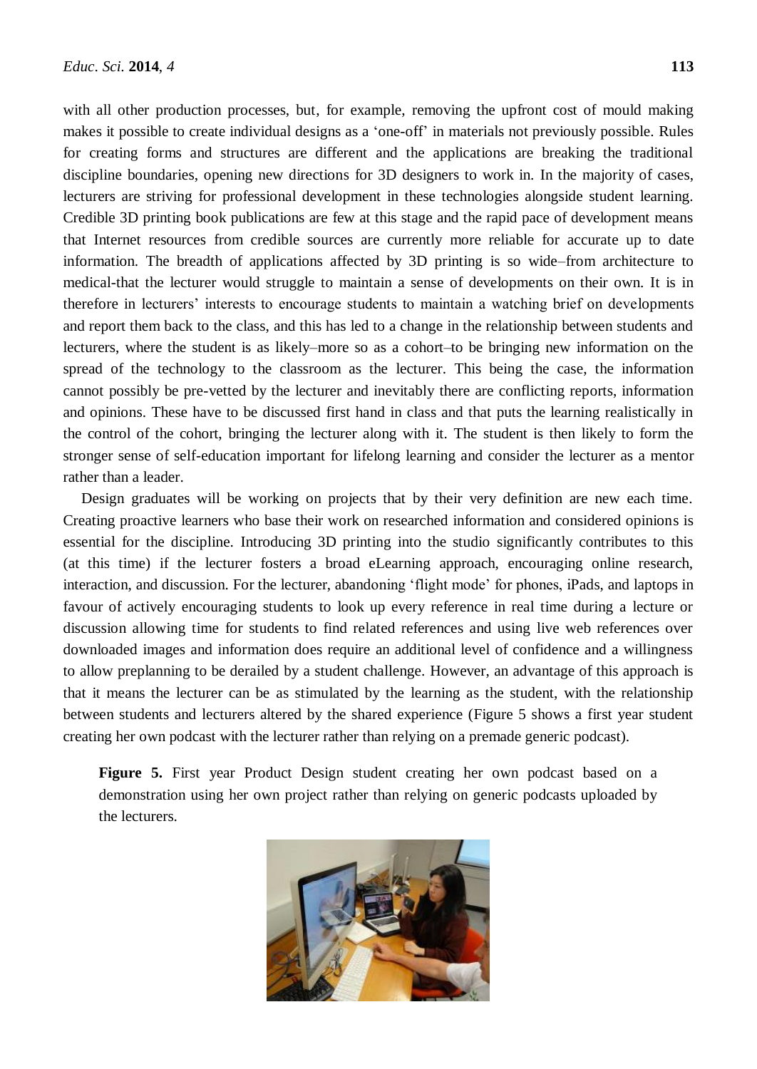with all other production processes, but, for example, removing the upfront cost of mould making makes it possible to create individual designs as a 'one-off' in materials not previously possible. Rules for creating forms and structures are different and the applications are breaking the traditional discipline boundaries, opening new directions for 3D designers to work in. In the majority of cases, lecturers are striving for professional development in these technologies alongside student learning. Credible 3D printing book publications are few at this stage and the rapid pace of development means that Internet resources from credible sources are currently more reliable for accurate up to date information. The breadth of applications affected by 3D printing is so wide–from architecture to medical-that the lecturer would struggle to maintain a sense of developments on their own. It is in therefore in lecturers' interests to encourage students to maintain a watching brief on developments and report them back to the class, and this has led to a change in the relationship between students and lecturers, where the student is as likely–more so as a cohort–to be bringing new information on the spread of the technology to the classroom as the lecturer. This being the case, the information cannot possibly be pre-vetted by the lecturer and inevitably there are conflicting reports, information and opinions. These have to be discussed first hand in class and that puts the learning realistically in the control of the cohort, bringing the lecturer along with it. The student is then likely to form the stronger sense of self-education important for lifelong learning and consider the lecturer as a mentor rather than a leader.

Design graduates will be working on projects that by their very definition are new each time. Creating proactive learners who base their work on researched information and considered opinions is essential for the discipline. Introducing 3D printing into the studio significantly contributes to this (at this time) if the lecturer fosters a broad eLearning approach, encouraging online research, interaction, and discussion. For the lecturer, abandoning 'flight mode' for phones, iPads, and laptops in favour of actively encouraging students to look up every reference in real time during a lecture or discussion allowing time for students to find related references and using live web references over downloaded images and information does require an additional level of confidence and a willingness to allow preplanning to be derailed by a student challenge. However, an advantage of this approach is that it means the lecturer can be as stimulated by the learning as the student, with the relationship between students and lecturers altered by the shared experience (Figure 5 shows a first year student creating her own podcast with the lecturer rather than relying on a premade generic podcast).

**Figure 5.** First year Product Design student creating her own podcast based on a demonstration using her own project rather than relying on generic podcasts uploaded by the lecturers.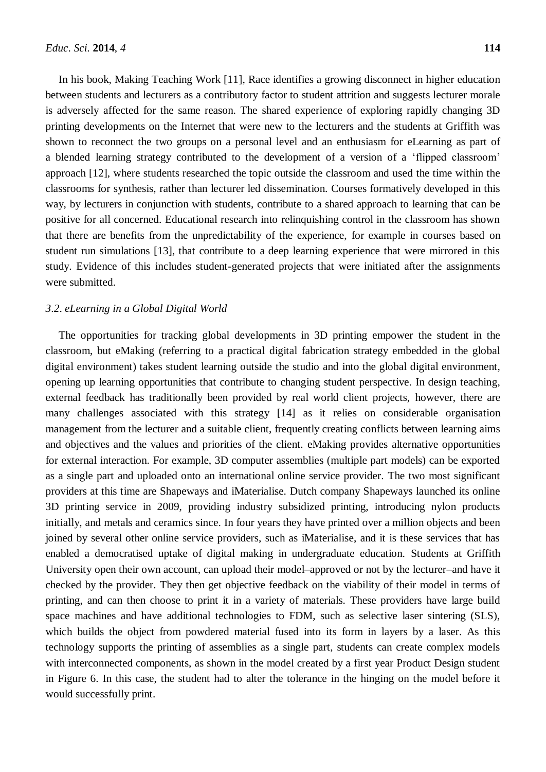In his book, Making Teaching Work [11], Race identifies a growing disconnect in higher education between students and lecturers as a contributory factor to student attrition and suggests lecturer morale is adversely affected for the same reason. The shared experience of exploring rapidly changing 3D printing developments on the Internet that were new to the lecturers and the students at Griffith was shown to reconnect the two groups on a personal level and an enthusiasm for eLearning as part of a blended learning strategy contributed to the development of a version of a 'flipped classroom' approach [12], where students researched the topic outside the classroom and used the time within the classrooms for synthesis, rather than lecturer led dissemination. Courses formatively developed in this way, by lecturers in conjunction with students, contribute to a shared approach to learning that can be positive for all concerned. Educational research into relinquishing control in the classroom has shown that there are benefits from the unpredictability of the experience, for example in courses based on student run simulations [13], that contribute to a deep learning experience that were mirrored in this study. Evidence of this includes student-generated projects that were initiated after the assignments were submitted.

### *3.2. eLearning in a Global Digital World*

The opportunities for tracking global developments in 3D printing empower the student in the classroom, but eMaking (referring to a practical digital fabrication strategy embedded in the global digital environment) takes student learning outside the studio and into the global digital environment, opening up learning opportunities that contribute to changing student perspective. In design teaching, external feedback has traditionally been provided by real world client projects, however, there are many challenges associated with this strategy [14] as it relies on considerable organisation management from the lecturer and a suitable client, frequently creating conflicts between learning aims and objectives and the values and priorities of the client. eMaking provides alternative opportunities for external interaction. For example, 3D computer assemblies (multiple part models) can be exported as a single part and uploaded onto an international online service provider. The two most significant providers at this time are Shapeways and iMaterialise. Dutch company Shapeways launched its online 3D printing service in 2009, providing industry subsidized printing, introducing nylon products initially, and metals and ceramics since. In four years they have printed over a million objects and been joined by several other online service providers, such as iMaterialise, and it is these services that has enabled a democratised uptake of digital making in undergraduate education. Students at Griffith University open their own account, can upload their model–approved or not by the lecturer–and have it checked by the provider. They then get objective feedback on the viability of their model in terms of printing, and can then choose to print it in a variety of materials. These providers have large build space machines and have additional technologies to FDM, such as selective laser sintering (SLS), which builds the object from powdered material fused into its form in layers by a laser. As this technology supports the printing of assemblies as a single part, students can create complex models with interconnected components, as shown in the model created by a first year Product Design student in Figure 6. In this case, the student had to alter the tolerance in the hinging on the model before it would successfully print.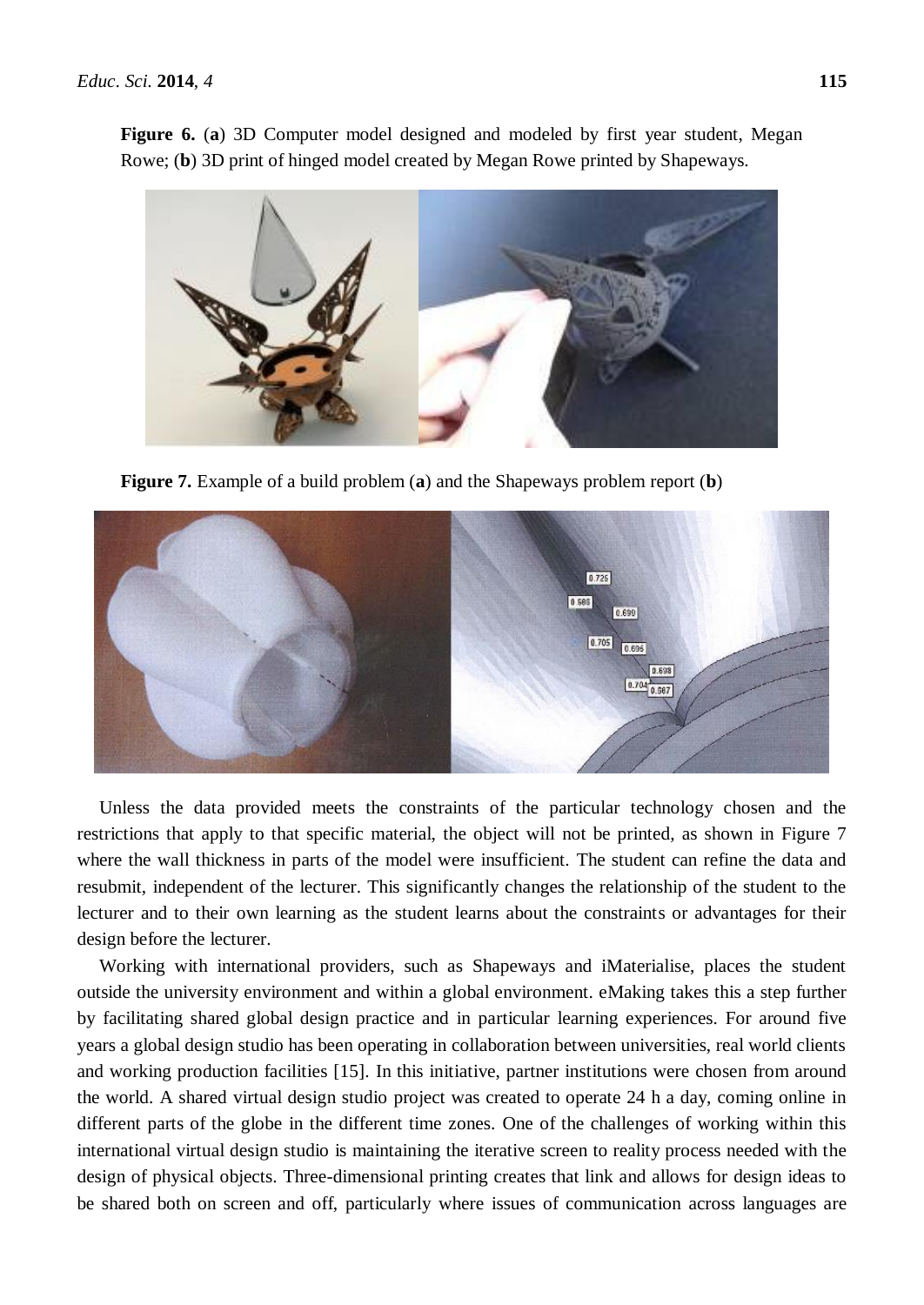**Figure 6.** (**a**) 3D Computer model designed and modeled by first year student, Megan Rowe; (**b**) 3D print of hinged model created by Megan Rowe printed by Shapeways.

**Figure 7.** Example of a build problem (**a**) and the Shapeways problem report (**b**)

Unless the data provided meets the constraints of the particular technology chosen and the restrictions that apply to that specific material, the object will not be printed, as shown in Figure 7 where the wall thickness in parts of the model were insufficient. The student can refine the data and resubmit, independent of the lecturer. This significantly changes the relationship of the student to the lecturer and to their own learning as the student learns about the constraints or advantages for their design before the lecturer.

Working with international providers, such as Shapeways and iMaterialise, places the student outside the university environment and within a global environment. eMaking takes this a step further by facilitating shared global design practice and in particular learning experiences. For around five years a global design studio has been operating in collaboration between universities, real world clients and working production facilities [15]. In this initiative, partner institutions were chosen from around the world. A shared virtual design studio project was created to operate 24 h a day, coming online in different parts of the globe in the different time zones. One of the challenges of working within this international virtual design studio is maintaining the iterative screen to reality process needed with the design of physical objects. Three-dimensional printing creates that link and allows for design ideas to be shared both on screen and off, particularly where issues of communication across languages are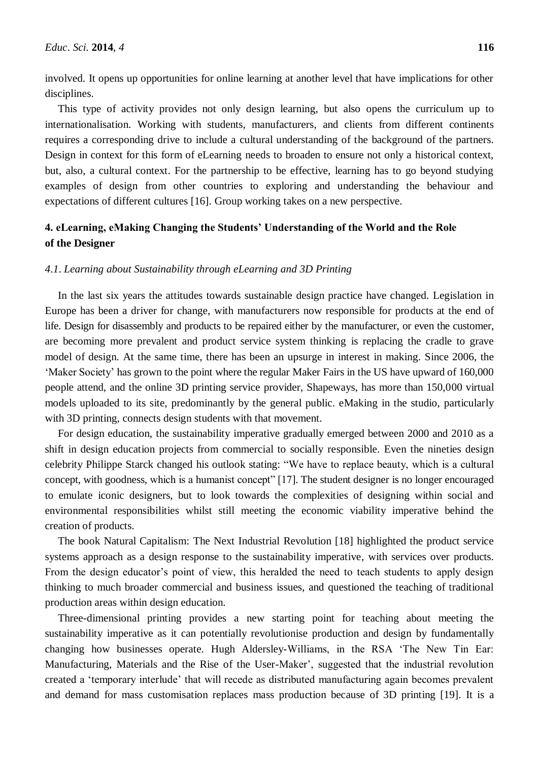involved. It opens up opportunities for online learning at another level that have implications for other disciplines.

This type of activity provides not only design learning, but also opens the curriculum up to internationalisation. Working with students, manufacturers, and clients from different continents requires a corresponding drive to include a cultural understanding of the background of the partners. Design in context for this form of eLearning needs to broaden to ensure not only a historical context, but, also, a cultural context. For the partnership to be effective, learning has to go beyond studying examples of design from other countries to exploring and understanding the behaviour and expectations of different cultures [16]. Group working takes on a new perspective.

## 4. eLearning, eMaking Changing the Students' Understanding of the World and the Role of the Designer

### *4.1. Learning about Sustainability through eLearning and 3D Printing*

In the last six years the attitudes towards sustainable design practice have changed. Legislation in Europe has been a driver for change, with manufacturers now responsible for products at the end of life. Design for disassembly and products to be repaired either by the manufacturer, or even the customer, are becoming more prevalent and product service system thinking is replacing the cradle to grave model of design. At the same time, there has been an upsurge in interest in making. Since 2006, the 'Maker Society' has grown to the point where the regular Maker Fairs in the US have upward of 160,000 people attend, and the online 3D printing service provider, Shapeways, has more than 150,000 virtual models uploaded to its site, predominantly by the general public. eMaking in the studio, particularly with 3D printing, connects design students with that movement.

For design education, the sustainability imperative gradually emerged between 2000 and 2010 as a shift in design education projects from commercial to socially responsible. Even the nineties design celebrity Philippe Starck changed his outlook stating: "We have to replace beauty, which is a cultural concept, with goodness, which is a humanist concept" [17]. The student designer is no longer encouraged to emulate iconic designers, but to look towards the complexities of designing within social and environmental responsibilities whilst still meeting the economic viability imperative behind the creation of products.

The book Natural Capitalism: The Next Industrial Revolution [18] highlighted the product service systems approach as a design response to the sustainability imperative, with services over products. From the design educator's point of view, this heralded the need to teach students to apply design thinking to much broader commercial and business issues, and questioned the teaching of traditional production areas within design education.

Three-dimensional printing provides a new starting point for teaching about meeting the sustainability imperative as it can potentially revolutionise production and design by fundamentally changing how businesses operate. Hugh Aldersley-Williams, in the RSA 'The New Tin Ear: Manufacturing, Materials and the Rise of the User-Maker', suggested that the industrial revolution created a 'temporary interlude' that will recede as distributed manufacturing again becomes prevalent and demand for mass customisation replaces mass production because of 3D printing [19]. It is a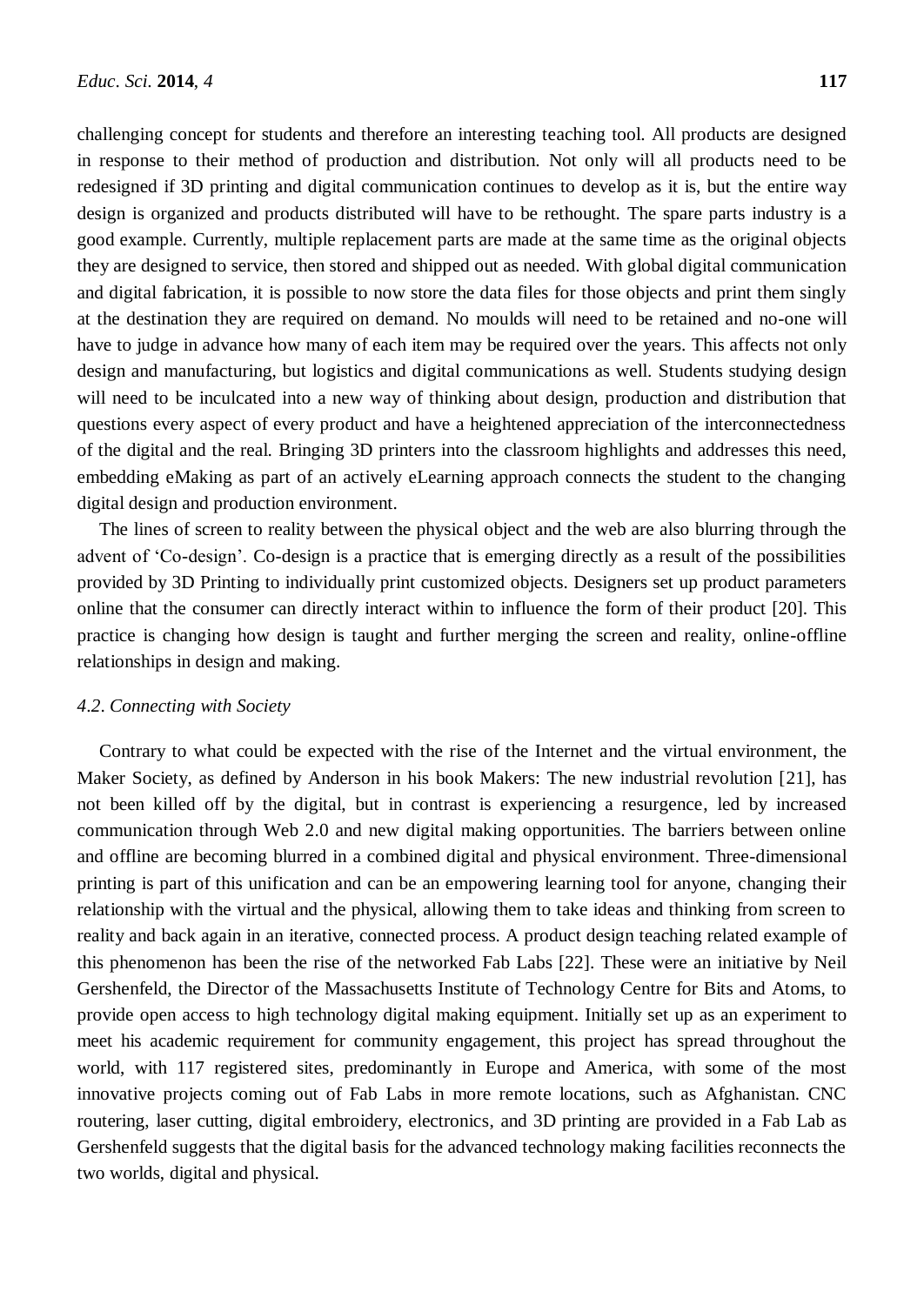challenging concept for students and therefore an interesting teaching tool. All products are designed in response to their method of production and distribution. Not only will all products need to be redesigned if 3D printing and digital communication continues to develop as it is, but the entire way design is organized and products distributed will have to be rethought. The spare parts industry is a good example. Currently, multiple replacement parts are made at the same time as the original objects they are designed to service, then stored and shipped out as needed. With global digital communication and digital fabrication, it is possible to now store the data files for those objects and print them singly at the destination they are required on demand. No moulds will need to be retained and no-one will have to judge in advance how many of each item may be required over the years. This affects not only design and manufacturing, but logistics and digital communications as well. Students studying design will need to be inculcated into a new way of thinking about design, production and distribution that questions every aspect of every product and have a heightened appreciation of the interconnectedness of the digital and the real. Bringing 3D printers into the classroom highlights and addresses this need, embedding eMaking as part of an actively eLearning approach connects the student to the changing digital design and production environment.

The lines of screen to reality between the physical object and the web are also blurring through the advent of 'Co-design'. Co-design is a practice that is emerging directly as a result of the possibilities provided by 3D Printing to individually print customized objects. Designers set up product parameters online that the consumer can directly interact within to influence the form of their product [20]. This practice is changing how design is taught and further merging the screen and reality, online-offline relationships in design and making.

### *4.2. Connecting with Society*

Contrary to what could be expected with the rise of the Internet and the virtual environment, the Maker Society, as defined by Anderson in his book Makers: The new industrial revolution [21], has not been killed off by the digital, but in contrast is experiencing a resurgence, led by increased communication through Web 2.0 and new digital making opportunities. The barriers between online and offline are becoming blurred in a combined digital and physical environment. Three-dimensional printing is part of this unification and can be an empowering learning tool for anyone, changing their relationship with the virtual and the physical, allowing them to take ideas and thinking from screen to reality and back again in an iterative, connected process. A product design teaching related example of this phenomenon has been the rise of the networked Fab Labs [22]. These were an initiative by Neil Gershenfeld, the Director of the Massachusetts Institute of Technology Centre for Bits and Atoms, to provide open access to high technology digital making equipment. Initially set up as an experiment to meet his academic requirement for community engagement, this project has spread throughout the world, with 117 registered sites, predominantly in Europe and America, with some of the most innovative projects coming out of Fab Labs in more remote locations, such as Afghanistan. CNC routering, laser cutting, digital embroidery, electronics, and 3D printing are provided in a Fab Lab as Gershenfeld suggests that the digital basis for the advanced technology making facilities reconnects the two worlds, digital and physical.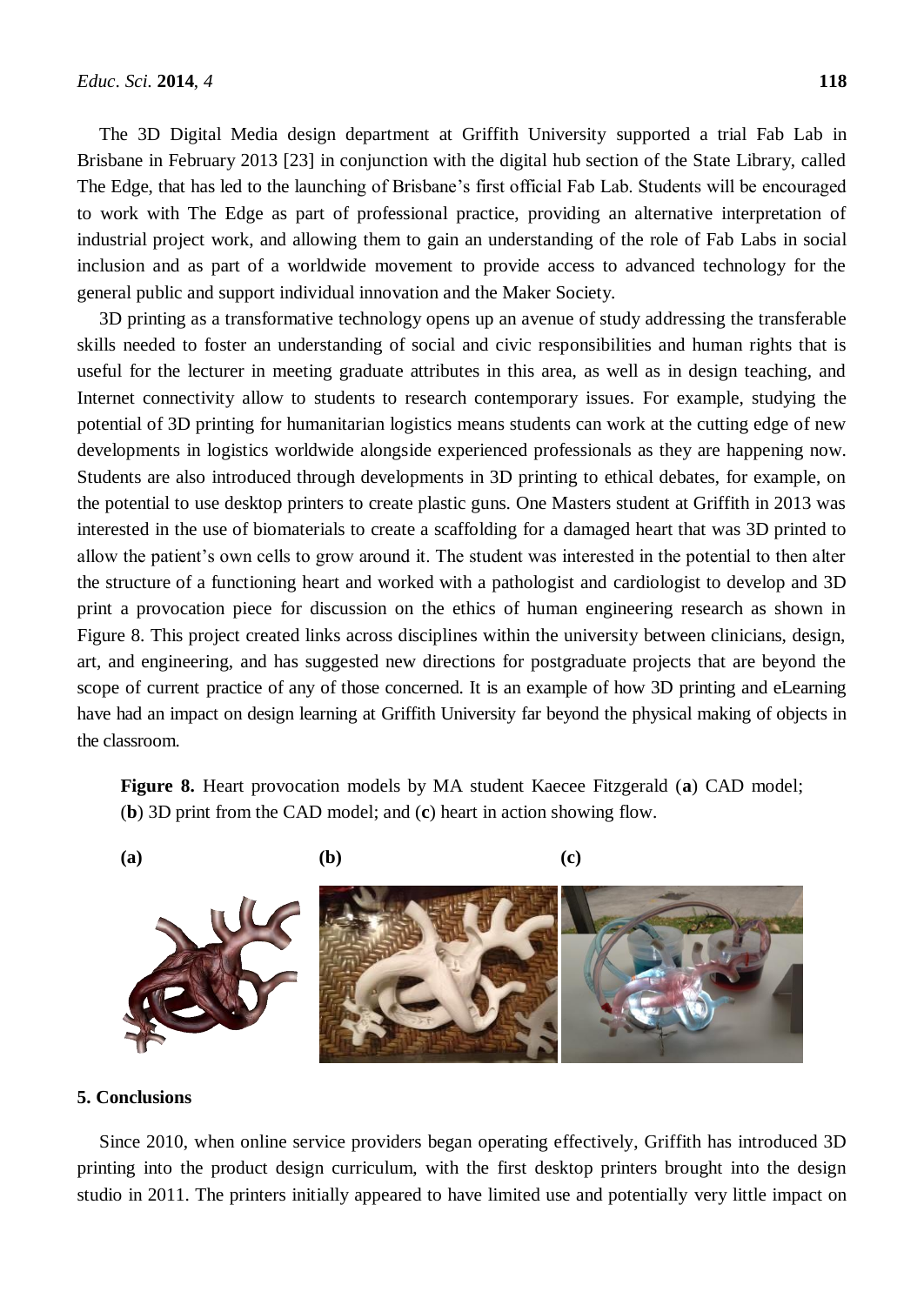The 3D Digital Media design department at Griffith University supported a trial Fab Lab in Brisbane in February 2013 [23] in conjunction with the digital hub section of the State Library, called The Edge, that has led to the launching of Brisbane's first official Fab Lab. Students will be encouraged to work with The Edge as part of professional practice, providing an alternative interpretation of industrial project work, and allowing them to gain an understanding of the role of Fab Labs in social inclusion and as part of a worldwide movement to provide access to advanced technology for the general public and support individual innovation and the Maker Society.

3D printing as a transformative technology opens up an avenue of study addressing the transferable skills needed to foster an understanding of social and civic responsibilities and human rights that is useful for the lecturer in meeting graduate attributes in this area, as well as in design teaching, and Internet connectivity allow to students to research contemporary issues. For example, studying the potential of 3D printing for humanitarian logistics means students can work at the cutting edge of new developments in logistics worldwide alongside experienced professionals as they are happening now. Students are also introduced through developments in 3D printing to ethical debates, for example, on the potential to use desktop printers to create plastic guns. One Masters student at Griffith in 2013 was interested in the use of biomaterials to create a scaffolding for a damaged heart that was 3D printed to allow the patient's own cells to grow around it. The student was interested in the potential to then alter the structure of a functioning heart and worked with a pathologist and cardiologist to develop and 3D print a provocation piece for discussion on the ethics of human engineering research as shown in Figure 8. This project created links across disciplines within the university between clinicians, design, art, and engineering, and has suggested new directions for postgraduate projects that are beyond the scope of current practice of any of those concerned. It is an example of how 3D printing and eLearning have had an impact on design learning at Griffith University far beyond the physical making of objects in the classroom.

**Figure 8.** Heart provocation models by MA student Kaecee Fitzgerald (**a**) CAD model; (**b**) 3D print from the CAD model; and (**c**) heart in action showing flow.

(a) (b) (c)

## 5. Conclusions

Since 2010, when online service providers began operating effectively, Griffith has introduced 3D printing into the product design curriculum, with the first desktop printers brought into the design studio in 2011. The printers initially appeared to have limited use and potentially very little impact on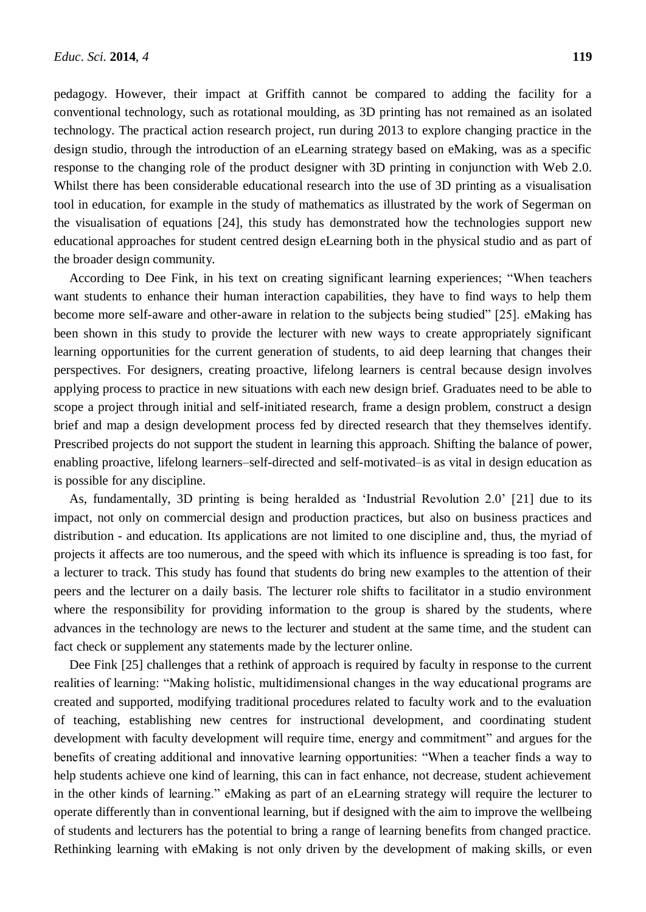pedagogy. However, their impact at Griffith cannot be compared to adding the facility for a conventional technology, such as rotational moulding, as 3D printing has not remained as an isolated technology. The practical action research project, run during 2013 to explore changing practice in the design studio, through the introduction of an eLearning strategy based on eMaking, was as a specific response to the changing role of the product designer with 3D printing in conjunction with Web 2.0. Whilst there has been considerable educational research into the use of 3D printing as a visualisation tool in education, for example in the study of mathematics as illustrated by the work of Segerman on the visualisation of equations [24], this study has demonstrated how the technologies support new educational approaches for student centred design eLearning both in the physical studio and as part of the broader design community.

According to Dee Fink, in his text on creating significant learning experiences; "When teachers want students to enhance their human interaction capabilities, they have to find ways to help them become more self-aware and other-aware in relation to the subjects being studied" [25]. eMaking has been shown in this study to provide the lecturer with new ways to create appropriately significant learning opportunities for the current generation of students, to aid deep learning that changes their perspectives. For designers, creating proactive, lifelong learners is central because design involves applying process to practice in new situations with each new design brief. Graduates need to be able to scope a project through initial and self-initiated research, frame a design problem, construct a design brief and map a design development process fed by directed research that they themselves identify. Prescribed projects do not support the student in learning this approach. Shifting the balance of power, enabling proactive, lifelong learners–self-directed and self-motivated–is as vital in design education as is possible for any discipline.

As, fundamentally, 3D printing is being heralded as 'Industrial Revolution 2.0' [21] due to its impact, not only on commercial design and production practices, but also on business practices and distribution - and education. Its applications are not limited to one discipline and, thus, the myriad of projects it affects are too numerous, and the speed with which its influence is spreading is too fast, for a lecturer to track. This study has found that students do bring new examples to the attention of their peers and the lecturer on a daily basis. The lecturer role shifts to facilitator in a studio environment where the responsibility for providing information to the group is shared by the students, where advances in the technology are news to the lecturer and student at the same time, and the student can fact check or supplement any statements made by the lecturer online.

Dee Fink [25] challenges that a rethink of approach is required by faculty in response to the current realities of learning: "Making holistic, multidimensional changes in the way educational programs are created and supported, modifying traditional procedures related to faculty work and to the evaluation of teaching, establishing new centres for instructional development, and coordinating student development with faculty development will require time, energy and commitment" and argues for the benefits of creating additional and innovative learning opportunities: "When a teacher finds a way to help students achieve one kind of learning, this can in fact enhance, not decrease, student achievement in the other kinds of learning." eMaking as part of an eLearning strategy will require the lecturer to operate differently than in conventional learning, but if designed with the aim to improve the wellbeing of students and lecturers has the potential to bring a range of learning benefits from changed practice. Rethinking learning with eMaking is not only driven by the development of making skills, or even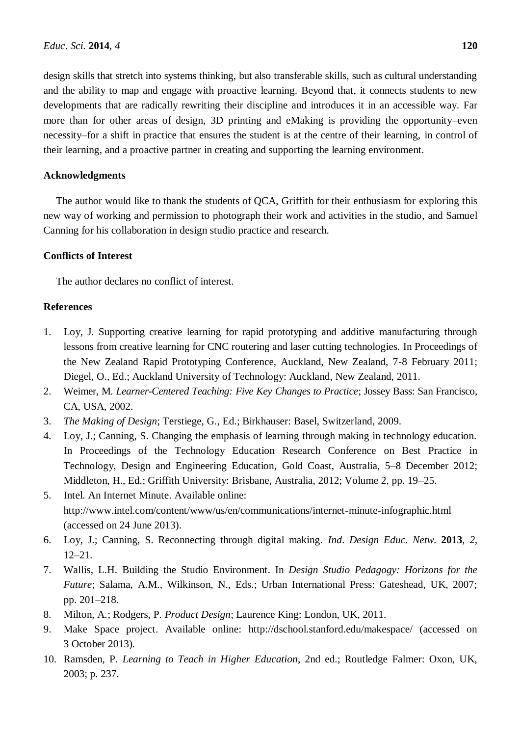design skills that stretch into systems thinking, but also transferable skills, such as cultural understanding and the ability to map and engage with proactive learning. Beyond that, it connects students to new developments that are radically rewriting their discipline and introduces it in an accessible way. Far more than for other areas of design, 3D printing and eMaking is providing the opportunity–even necessity–for a shift in practice that ensures the student is at the centre of their learning, in control of their learning, and a proactive partner in creating and supporting the learning environment.

## Acknowledgments

The author would like to thank the students of QCA, Griffith for their enthusiasm for exploring this new way of working and permission to photograph their work and activities in the studio, and Samuel Canning for his collaboration in design studio practice and research.

## Conflicts of Interest

The author declares no conflict of interest.

## References

1. Loy, J. Supporting creative learning for rapid prototyping and additive manufacturing through lessons from creative learning for CNC routering and laser cutting technologies. In Proceedings of the New Zealand Rapid Prototyping Conference, Auckland, New Zealand, 7-8 February 2011; Diegel, O., Ed.; Auckland University of Technology: Auckland, New Zealand, 2011.
2. Weimer, M. *Learner-Centered Teaching: Five Key Changes to Practice*; Jossey Bass: San Francisco, CA, USA, 2002.
3. *The Making of Design*; Terstiege, G., Ed.; Birkhauser: Basel, Switzerland, 2009.
4. Loy, J.; Canning, S. Changing the emphasis of learning through making in technology education. In Proceedings of the Technology Education Research Conference on Best Practice in Technology, Design and Engineering Education, Gold Coast, Australia, 5–8 December 2012; Middleton, H., Ed.; Griffith University: Brisbane, Australia, 2012; Volume 2, pp. 19–25.
5. Intel. An Internet Minute. Available online: http://www.intel.com/content/www/us/en/communications/internet-minute-infographic.html (accessed on 24 June 2013).
6. Loy, J.; Canning, S. Reconnecting through digital making. *Ind. Design Educ. Netw.* **2013**, *2*, 12–21.
7. Wallis, L.H. Building the Studio Environment. In *Design Studio Pedagogy: Horizons for the Future*; Salama, A.M., Wilkinson, N., Eds.; Urban International Press: Gateshead, UK, 2007; pp. 201–218.
8. Milton, A.; Rodgers, P. *Product Design*; Laurence King: London, UK, 2011.
9. Make Space project. Available online: http://dschool.stanford.edu/makespace/ (accessed on 3 October 2013).
10. Ramsden, P. *Learning to Teach in Higher Education*, 2nd ed.; Routledge Falmer: Oxon, UK, 2003; p. 237.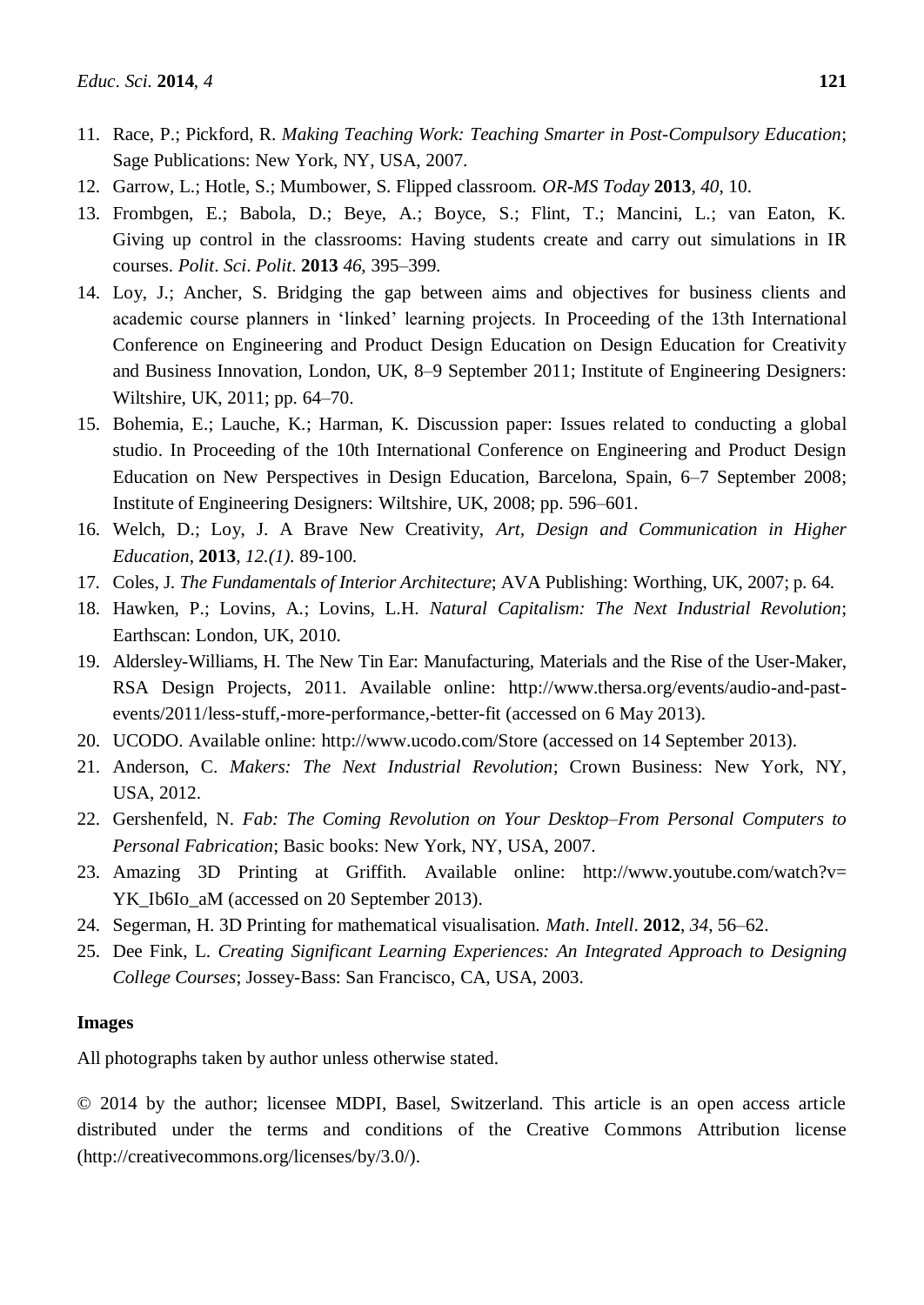11. Race, P.; Pickford, R. *Making Teaching Work: Teaching Smarter in Post-Compulsory Education*; Sage Publications: New York, NY, USA, 2007.
12. Garrow, L.; Hotle, S.; Mumbower, S. Flipped classroom. *OR-MS Today* **2013**, *40*, 10.
13. Frombgen, E.; Babola, D.; Beye, A.; Boyce, S.; Flint, T.; Mancini, L.; van Eaton, K. Giving up control in the classrooms: Having students create and carry out simulations in IR courses. *Polit. Sci. Polit.* **2013** *46*, 395–399.
14. Loy, J.; Ancher, S. Bridging the gap between aims and objectives for business clients and academic course planners in 'linked' learning projects. In Proceeding of the 13th International Conference on Engineering and Product Design Education on Design Education for Creativity and Business Innovation, London, UK, 8–9 September 2011; Institute of Engineering Designers: Wiltshire, UK, 2011; pp. 64–70.
15. Bohemia, E.; Lauche, K.; Harman, K. Discussion paper: Issues related to conducting a global studio. In Proceeding of the 10th International Conference on Engineering and Product Design Education on New Perspectives in Design Education, Barcelona, Spain, 6–7 September 2008; Institute of Engineering Designers: Wiltshire, UK, 2008; pp. 596–601.
16. Welch, D.; Loy, J. A Brave New Creativity, *Art, Design and Communication in Higher Education*, **2013**, *12.(1).* 89-100.
17. Coles, J. *The Fundamentals of Interior Architecture*; AVA Publishing: Worthing, UK, 2007; p. 64.
18. Hawken, P.; Lovins, A.; Lovins, L.H. *Natural Capitalism: The Next Industrial Revolution*; Earthscan: London, UK, 2010.
19. Aldersley-Williams, H. The New Tin Ear: Manufacturing, Materials and the Rise of the User-Maker, RSA Design Projects, 2011. Available online: http://www.thersa.org/events/audio-and-past-events/2011/less-stuff,-more-performance,-better-fit (accessed on 6 May 2013).
20. UCODO. Available online: http://www.ucodo.com/Store (accessed on 14 September 2013).
21. Anderson, C. *Makers: The Next Industrial Revolution*; Crown Business: New York, NY, USA, 2012.
22. Gershenfeld, N. *Fab: The Coming Revolution on Your Desktop–From Personal Computers to Personal Fabrication*; Basic books: New York, NY, USA, 2007.
23. Amazing 3D Printing at Griffith. Available online: http://www.youtube.com/watch?v=YK_Ib6Io_aM (accessed on 20 September 2013).
24. Segerman, H. 3D Printing for mathematical visualisation. *Math. Intell.* **2012**, *34*, 56–62.
25. Dee Fink, L. *Creating Significant Learning Experiences: An Integrated Approach to Designing College Courses*; Jossey-Bass: San Francisco, CA, USA, 2003.

**Images**

All photographs taken by author unless otherwise stated.

© 2014 by the author; licensee MDPI, Basel, Switzerland. This article is an open access article distributed under the terms and conditions of the Creative Commons Attribution license (http://creativecommons.org/licenses/by/3.0/).